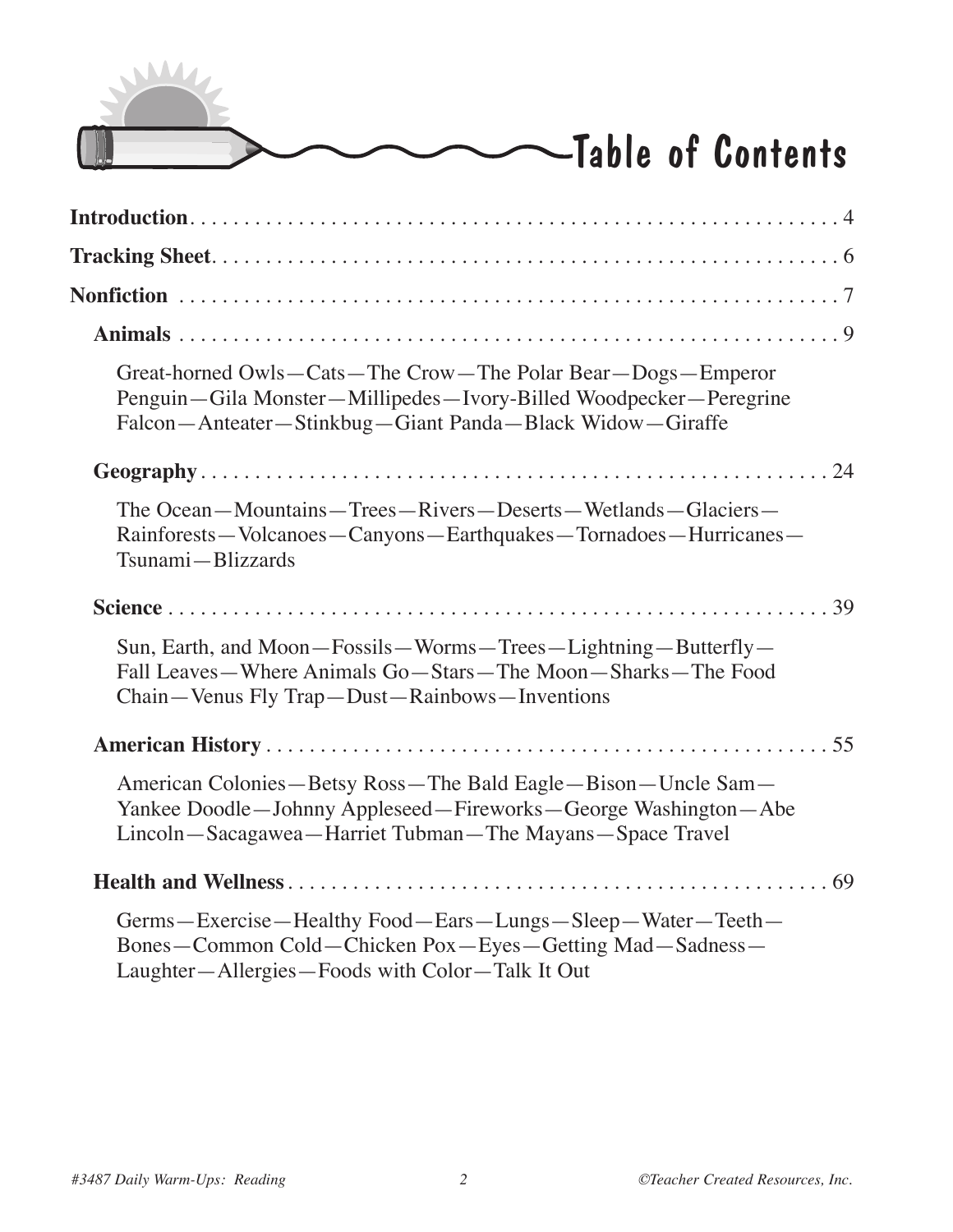# Table of Contents

**Introduction** . . . . . . . . . . . . . . . . . . . . . . . . . . . . . . . . . . . . . . . . . . . . . . . . . . . . . 4

**Tracking Sheet** . . . . . . . . . . . . . . . . . . . . . . . . . . . . . . . . . . . . . . . . . . . . . . . . . . . . 6

**Nonfiction** . . . . . . . . . . . . . . . . . . . . . . . . . . . . . . . . . . . . . . . . . . . . . . . . . . . . . . . 7

**Animals** . . . . . . . . . . . . . . . . . . . . . . . . . . . . . . . . . . . . . . . . . . . . . . . . . . . . . . . . 9

Great-horned Owls—Cats—The Crow—The Polar Bear—Dogs—Emperor Penguin—Gila Monster—Millipedes—Ivory-Billed Woodpecker—Peregrine Falcon—Anteater—Stinkbug—Giant Panda—Black Widow—Giraffe

**Geography** . . . . . . . . . . . . . . . . . . . . . . . . . . . . . . . . . . . . . . . . . . . . . . . . . . . . . . 24

The Ocean—Mountains—Trees—Rivers—Deserts—Wetlands—Glaciers—Rainforests—Volcanoes—Canyons—Earthquakes—Tornadoes—Hurricanes—Tsunami—Blizzards

**Science** . . . . . . . . . . . . . . . . . . . . . . . . . . . . . . . . . . . . . . . . . . . . . . . . . . . . . . . . 39

Sun, Earth, and Moon—Fossils—Worms—Trees—Lightning—Butterfly—Fall Leaves—Where Animals Go—Stars—The Moon—Sharks—The Food Chain—Venus Fly Trap—Dust—Rainbows—Inventions

**American History** . . . . . . . . . . . . . . . . . . . . . . . . . . . . . . . . . . . . . . . . . . . . . . . . . 55

American Colonies—Betsy Ross—The Bald Eagle—Bison—Uncle Sam—Yankee Doodle—Johnny Appleseed—Fireworks—George Washington—Abe Lincoln—Sacagawea—Harriet Tubman—The Mayans—Space Travel

**Health and Wellness** . . . . . . . . . . . . . . . . . . . . . . . . . . . . . . . . . . . . . . . . . . . . . . . 69

Germs—Exercise—Healthy Food—Ears—Lungs—Sleep—Water—Teeth—Bones—Common Cold—Chicken Pox—Eyes—Getting Mad—Sadness—Laughter—Allergies—Foods with Color—Talk It Out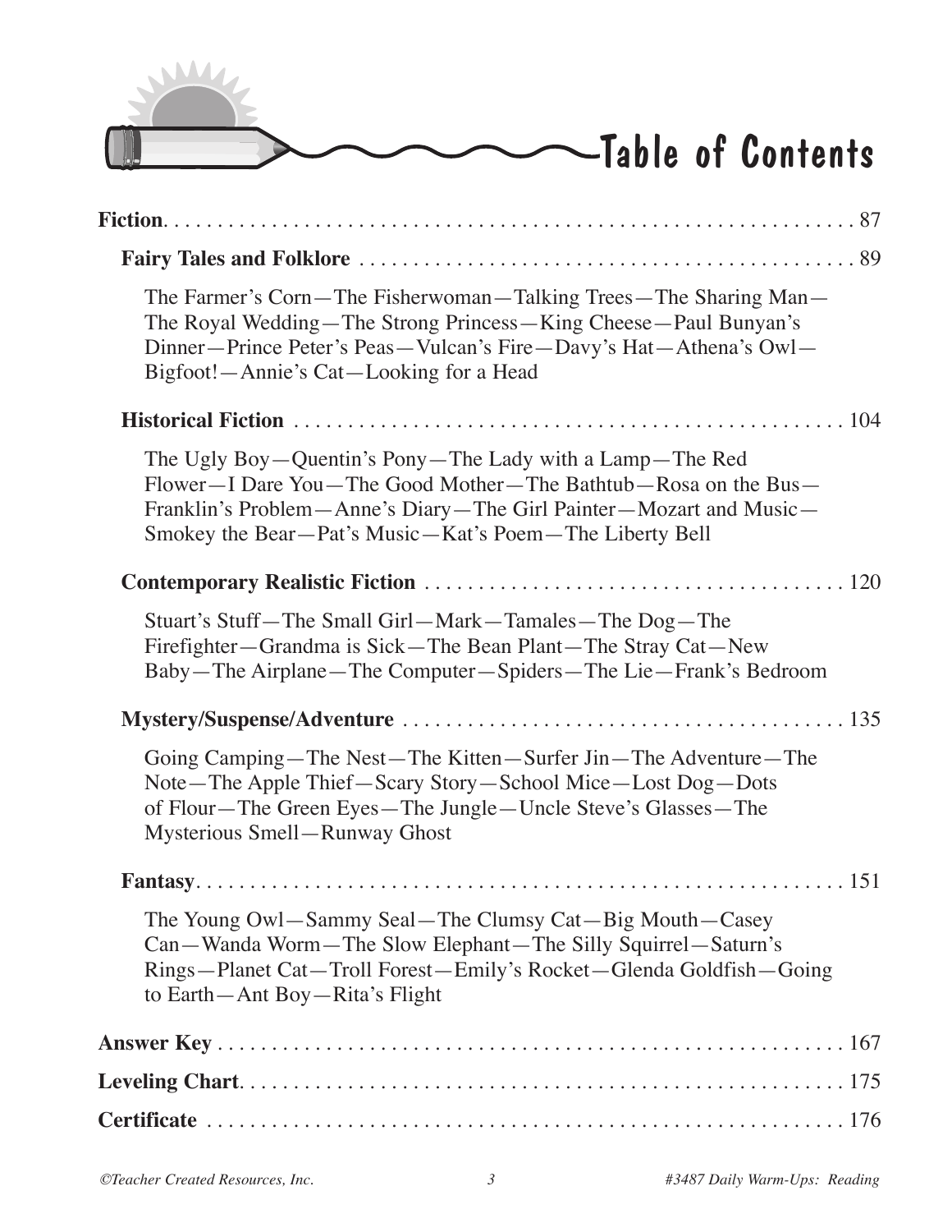# Table of Contents

**Fiction** . . . . . . . . . . . . . . . . . . . . . . . . . . . . . . . . . . . . . . . . . . . . . . . . . . . . . . . . . . . . . 87

**Fairy Tales and Folklore** . . . . . . . . . . . . . . . . . . . . . . . . . . . . . . . . . . . . . . . . . . . . . . . 89

The Farmer's Corn—The Fisherwoman—Talking Trees—The Sharing Man—The Royal Wedding—The Strong Princess—King Cheese—Paul Bunyan's Dinner—Prince Peter's Peas—Vulcan's Fire—Davy's Hat—Athena's Owl—Bigfoot!—Annie's Cat—Looking for a Head

**Historical Fiction** . . . . . . . . . . . . . . . . . . . . . . . . . . . . . . . . . . . . . . . . . . . . . . . . . . . . 104

The Ugly Boy—Quentin's Pony—The Lady with a Lamp—The Red Flower—I Dare You—The Good Mother—The Bathtub—Rosa on the Bus—Franklin's Problem—Anne's Diary—The Girl Painter—Mozart and Music—Smokey the Bear—Pat's Music—Kat's Poem—The Liberty Bell

**Contemporary Realistic Fiction** . . . . . . . . . . . . . . . . . . . . . . . . . . . . . . . . . . . . . . . . 120

Stuart's Stuff—The Small Girl—Mark—Tamales—The Dog—The Firefighter—Grandma is Sick—The Bean Plant—The Stray Cat—New Baby—The Airplane—The Computer—Spiders—The Lie—Frank's Bedroom

**Mystery/Suspense/Adventure** . . . . . . . . . . . . . . . . . . . . . . . . . . . . . . . . . . . . . . . . . . 135

Going Camping—The Nest—The Kitten—Surfer Jin—The Adventure—The Note—The Apple Thief—Scary Story—School Mice—Lost Dog—Dots of Flour—The Green Eyes—The Jungle—Uncle Steve's Glasses—The Mysterious Smell—Runway Ghost

**Fantasy** . . . . . . . . . . . . . . . . . . . . . . . . . . . . . . . . . . . . . . . . . . . . . . . . . . . . . . . . . . . . 151

The Young Owl—Sammy Seal—The Clumsy Cat—Big Mouth—Casey Can—Wanda Worm—The Slow Elephant—The Silly Squirrel—Saturn's Rings—Planet Cat—Troll Forest—Emily's Rocket—Glenda Goldfish—Going to Earth—Ant Boy—Rita's Flight

**Answer Key** . . . . . . . . . . . . . . . . . . . . . . . . . . . . . . . . . . . . . . . . . . . . . . . . . . . . . . . . . . 167

**Leveling Chart** . . . . . . . . . . . . . . . . . . . . . . . . . . . . . . . . . . . . . . . . . . . . . . . . . . . . . . . . 175

**Certificate** . . . . . . . . . . . . . . . . . . . . . . . . . . . . . . . . . . . . . . . . . . . . . . . . . . . . . . . . . . . 176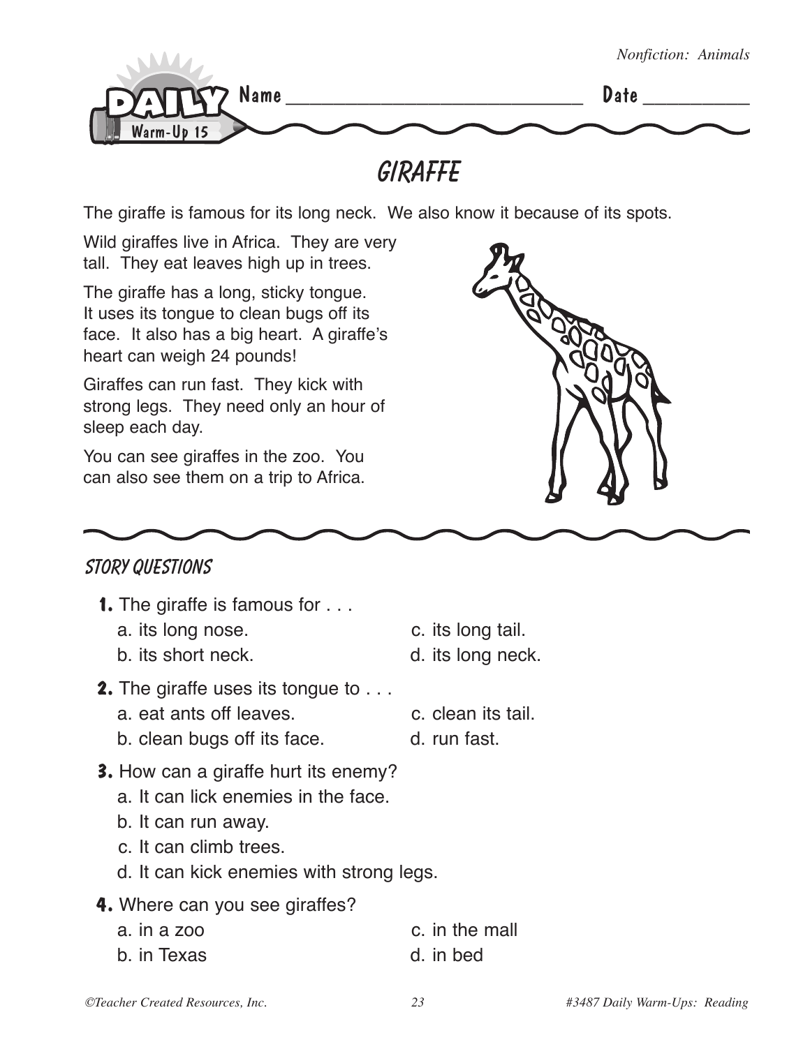*Nonfiction: Animals*

**Daily Warm-Up 15** Name ______________________________ Date __________

# GIRAFFE

The giraffe is famous for its long neck. We also know it because of its spots.

Wild giraffes live in Africa. They are very tall. They eat leaves high up in trees.

The giraffe has a long, sticky tongue. It uses its tongue to clean bugs off its face. It also has a big heart. A giraffe's heart can weigh 24 pounds!

Giraffes can run fast. They kick with strong legs. They need only an hour of sleep each day.

You can see giraffes in the zoo. You can also see them on a trip to Africa.

## Story Questions

**1.** The giraffe is famous for . . .
- a. its long nose.
- b. its short neck.
- c. its long tail.
- d. its long neck.

**2.** The giraffe uses its tongue to . . .
- a. eat ants off leaves.
- b. clean bugs off its face.
- c. clean its tail.
- d. run fast.

**3.** How can a giraffe hurt its enemy?
- a. It can lick enemies in the face.
- b. It can run away.
- c. It can climb trees.
- d. It can kick enemies with strong legs.

**4.** Where can you see giraffes?
- a. in a zoo
- b. in Texas
- c. in the mall
- d. in bed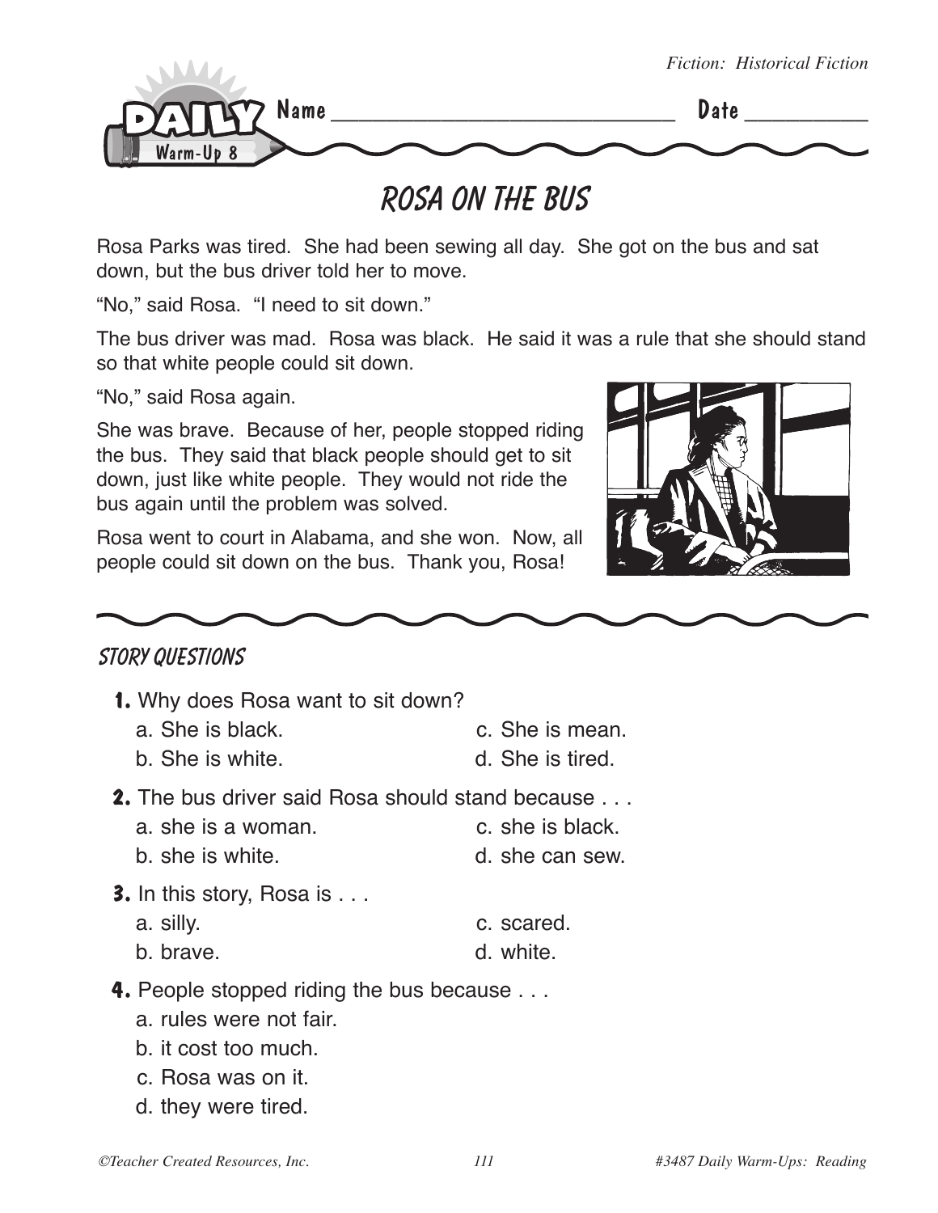*Fiction: Historical Fiction*

DAILY Warm-Up 8

Name ______________________________ Date __________

# ROSA ON THE BUS

Rosa Parks was tired. She had been sewing all day. She got on the bus and sat down, but the bus driver told her to move.

"No," said Rosa. "I need to sit down."

The bus driver was mad. Rosa was black. He said it was a rule that she should stand so that white people could sit down.

"No," said Rosa again.

She was brave. Because of her, people stopped riding the bus. They said that black people should get to sit down, just like white people. They would not ride the bus again until the problem was solved.

Rosa went to court in Alabama, and she won. Now, all people could sit down on the bus. Thank you, Rosa!

## STORY QUESTIONS

**1.** Why does Rosa want to sit down?

a. She is black.
b. She is white.
c. She is mean.
d. She is tired.

**2.** The bus driver said Rosa should stand because . . .

a. she is a woman.
b. she is white.
c. she is black.
d. she can sew.

**3.** In this story, Rosa is . . .

a. silly.
b. brave.
c. scared.
d. white.

**4.** People stopped riding the bus because . . .

a. rules were not fair.
b. it cost too much.
c. Rosa was on it.
d. they were tired.